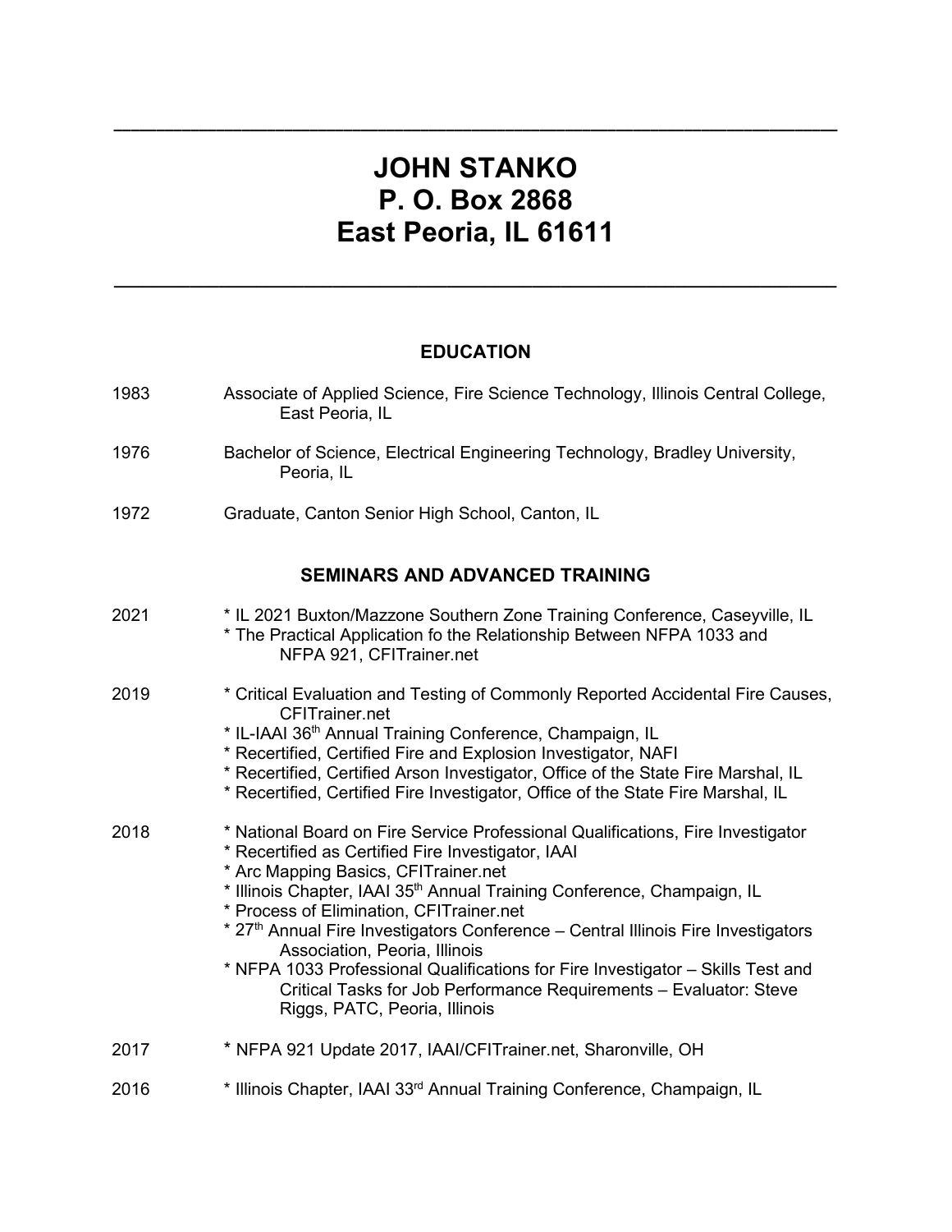# JOHN STANKO
# P. O. Box 2868
# East Peoria, IL 61611

---

## EDUCATION

1983 Associate of Applied Science, Fire Science Technology, Illinois Central College, East Peoria, IL

1976 Bachelor of Science, Electrical Engineering Technology, Bradley University, Peoria, IL

1972 Graduate, Canton Senior High School, Canton, IL

## SEMINARS AND ADVANCED TRAINING

2021
* IL 2021 Buxton/Mazzone Southern Zone Training Conference, Caseyville, IL
* The Practical Application fo the Relationship Between NFPA 1033 and NFPA 921, CFITrainer.net

2019
* Critical Evaluation and Testing of Commonly Reported Accidental Fire Causes, CFITrainer.net
* IL-IAAI 36th Annual Training Conference, Champaign, IL
* Recertified, Certified Fire and Explosion Investigator, NAFI
* Recertified, Certified Arson Investigator, Office of the State Fire Marshal, IL
* Recertified, Certified Fire Investigator, Office of the State Fire Marshal, IL

2018
* National Board on Fire Service Professional Qualifications, Fire Investigator
* Recertified as Certified Fire Investigator, IAAI
* Arc Mapping Basics, CFITrainer.net
* Illinois Chapter, IAAI 35th Annual Training Conference, Champaign, IL
* Process of Elimination, CFITrainer.net
* 27th Annual Fire Investigators Conference – Central Illinois Fire Investigators Association, Peoria, Illinois
* NFPA 1033 Professional Qualifications for Fire Investigator – Skills Test and Critical Tasks for Job Performance Requirements – Evaluator: Steve Riggs, PATC, Peoria, Illinois

2017
* NFPA 921 Update 2017, IAAI/CFITrainer.net, Sharonville, OH

2016
* Illinois Chapter, IAAI 33rd Annual Training Conference, Champaign, IL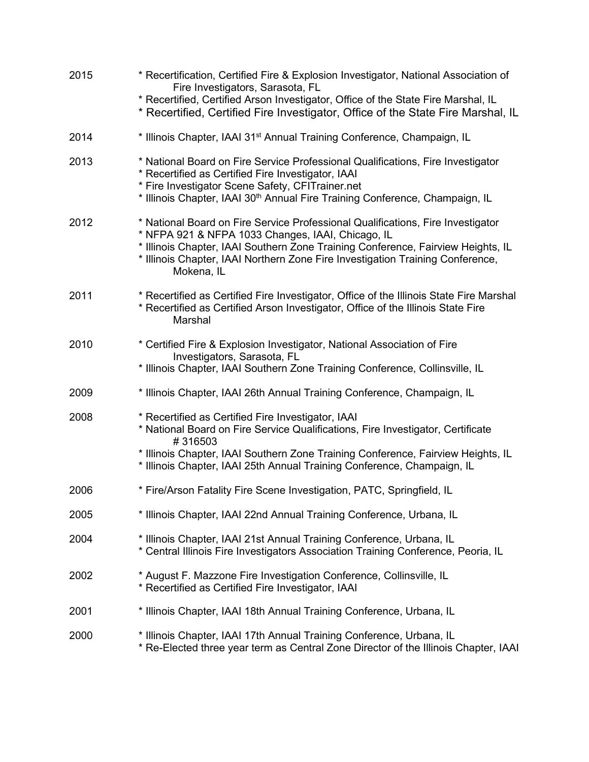2015
* Recertification, Certified Fire & Explosion Investigator, National Association of Fire Investigators, Sarasota, FL
* Recertified, Certified Arson Investigator, Office of the State Fire Marshal, IL
* Recertified, Certified Fire Investigator, Office of the State Fire Marshal, IL

2014
* Illinois Chapter, IAAI 31st Annual Training Conference, Champaign, IL

2013
* National Board on Fire Service Professional Qualifications, Fire Investigator
* Recertified as Certified Fire Investigator, IAAI
* Fire Investigator Scene Safety, CFITrainer.net
* Illinois Chapter, IAAI 30th Annual Fire Training Conference, Champaign, IL

2012
* National Board on Fire Service Professional Qualifications, Fire Investigator
* NFPA 921 & NFPA 1033 Changes, IAAI, Chicago, IL
* Illinois Chapter, IAAI Southern Zone Training Conference, Fairview Heights, IL
* Illinois Chapter, IAAI Northern Zone Fire Investigation Training Conference, Mokena, IL

2011
* Recertified as Certified Fire Investigator, Office of the Illinois State Fire Marshal
* Recertified as Certified Arson Investigator, Office of the Illinois State Fire Marshal

2010
* Certified Fire & Explosion Investigator, National Association of Fire Investigators, Sarasota, FL
* Illinois Chapter, IAAI Southern Zone Training Conference, Collinsville, IL

2009
* Illinois Chapter, IAAI 26th Annual Training Conference, Champaign, IL

2008
* Recertified as Certified Fire Investigator, IAAI
* National Board on Fire Service Qualifications, Fire Investigator, Certificate # 316503
* Illinois Chapter, IAAI Southern Zone Training Conference, Fairview Heights, IL
* Illinois Chapter, IAAI 25th Annual Training Conference, Champaign, IL

2006
* Fire/Arson Fatality Fire Scene Investigation, PATC, Springfield, IL

2005
* Illinois Chapter, IAAI 22nd Annual Training Conference, Urbana, IL

2004
* Illinois Chapter, IAAI 21st Annual Training Conference, Urbana, IL
* Central Illinois Fire Investigators Association Training Conference, Peoria, IL

2002
* August F. Mazzone Fire Investigation Conference, Collinsville, IL
* Recertified as Certified Fire Investigator, IAAI

2001
* Illinois Chapter, IAAI 18th Annual Training Conference, Urbana, IL

2000
* Illinois Chapter, IAAI 17th Annual Training Conference, Urbana, IL
* Re-Elected three year term as Central Zone Director of the Illinois Chapter, IAAI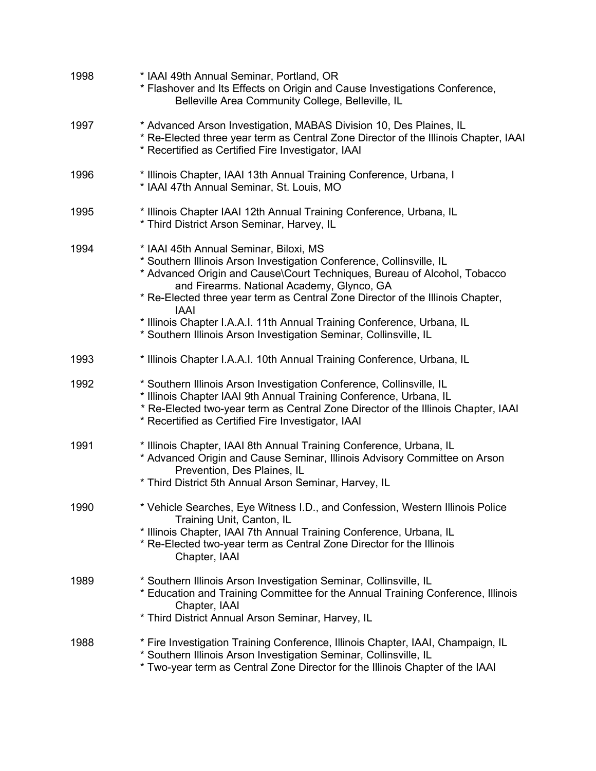1998
* IAAI 49th Annual Seminar, Portland, OR
* Flashover and Its Effects on Origin and Cause Investigations Conference, Belleville Area Community College, Belleville, IL

1997
* Advanced Arson Investigation, MABAS Division 10, Des Plaines, IL
* Re-Elected three year term as Central Zone Director of the Illinois Chapter, IAAI
* Recertified as Certified Fire Investigator, IAAI

1996
* Illinois Chapter, IAAI 13th Annual Training Conference, Urbana, I
* IAAI 47th Annual Seminar, St. Louis, MO

1995
* Illinois Chapter IAAI 12th Annual Training Conference, Urbana, IL
* Third District Arson Seminar, Harvey, IL

1994
* IAAI 45th Annual Seminar, Biloxi, MS
* Southern Illinois Arson Investigation Conference, Collinsville, IL
* Advanced Origin and Cause\Court Techniques, Bureau of Alcohol, Tobacco and Firearms. National Academy, Glynco, GA
* Re-Elected three year term as Central Zone Director of the Illinois Chapter, IAAI
* Illinois Chapter I.A.A.I. 11th Annual Training Conference, Urbana, IL
* Southern Illinois Arson Investigation Seminar, Collinsville, IL

1993
* Illinois Chapter I.A.A.I. 10th Annual Training Conference, Urbana, IL

1992
* Southern Illinois Arson Investigation Conference, Collinsville, IL
* Illinois Chapter IAAI 9th Annual Training Conference, Urbana, IL
* Re-Elected two-year term as Central Zone Director of the Illinois Chapter, IAAI
* Recertified as Certified Fire Investigator, IAAI

1991
* Illinois Chapter, IAAI 8th Annual Training Conference, Urbana, IL
* Advanced Origin and Cause Seminar, Illinois Advisory Committee on Arson Prevention, Des Plaines, IL
* Third District 5th Annual Arson Seminar, Harvey, IL

1990
* Vehicle Searches, Eye Witness I.D., and Confession, Western Illinois Police Training Unit, Canton, IL
* Illinois Chapter, IAAI 7th Annual Training Conference, Urbana, IL
* Re-Elected two-year term as Central Zone Director for the Illinois Chapter, IAAI

1989
* Southern Illinois Arson Investigation Seminar, Collinsville, IL
* Education and Training Committee for the Annual Training Conference, Illinois Chapter, IAAI
* Third District Annual Arson Seminar, Harvey, IL

1988
* Fire Investigation Training Conference, Illinois Chapter, IAAI, Champaign, IL
* Southern Illinois Arson Investigation Seminar, Collinsville, IL
* Two-year term as Central Zone Director for the Illinois Chapter of the IAAI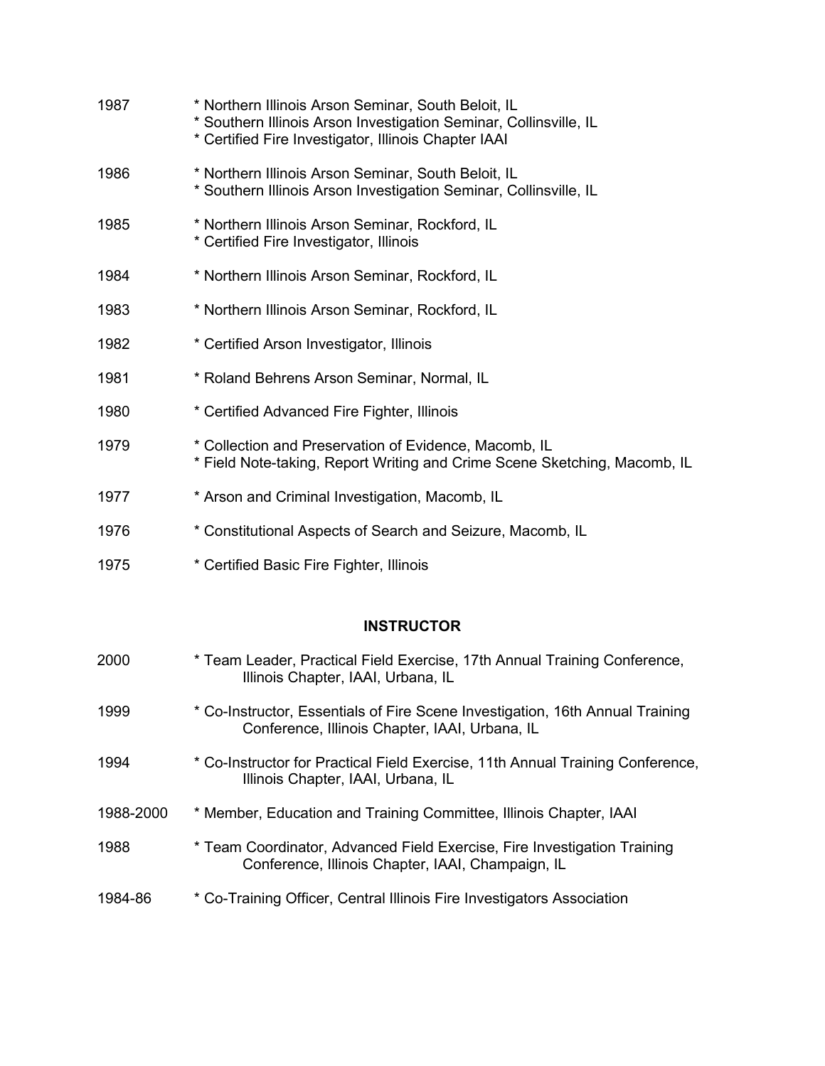1987 * Northern Illinois Arson Seminar, South Beloit, IL
* Southern Illinois Arson Investigation Seminar, Collinsville, IL
* Certified Fire Investigator, Illinois Chapter IAAI

1986 * Northern Illinois Arson Seminar, South Beloit, IL
* Southern Illinois Arson Investigation Seminar, Collinsville, IL

1985 * Northern Illinois Arson Seminar, Rockford, IL
* Certified Fire Investigator, Illinois

1984 * Northern Illinois Arson Seminar, Rockford, IL

1983 * Northern Illinois Arson Seminar, Rockford, IL

1982 * Certified Arson Investigator, Illinois

1981 * Roland Behrens Arson Seminar, Normal, IL

1980 * Certified Advanced Fire Fighter, Illinois

1979 * Collection and Preservation of Evidence, Macomb, IL
* Field Note-taking, Report Writing and Crime Scene Sketching, Macomb, IL

1977 * Arson and Criminal Investigation, Macomb, IL

1976 * Constitutional Aspects of Search and Seizure, Macomb, IL

1975 * Certified Basic Fire Fighter, Illinois

## INSTRUCTOR

2000 * Team Leader, Practical Field Exercise, 17th Annual Training Conference, Illinois Chapter, IAAI, Urbana, IL

1999 * Co-Instructor, Essentials of Fire Scene Investigation, 16th Annual Training Conference, Illinois Chapter, IAAI, Urbana, IL

1994 * Co-Instructor for Practical Field Exercise, 11th Annual Training Conference, Illinois Chapter, IAAI, Urbana, IL

1988-2000 * Member, Education and Training Committee, Illinois Chapter, IAAI

1988 * Team Coordinator, Advanced Field Exercise, Fire Investigation Training Conference, Illinois Chapter, IAAI, Champaign, IL

1984-86 * Co-Training Officer, Central Illinois Fire Investigators Association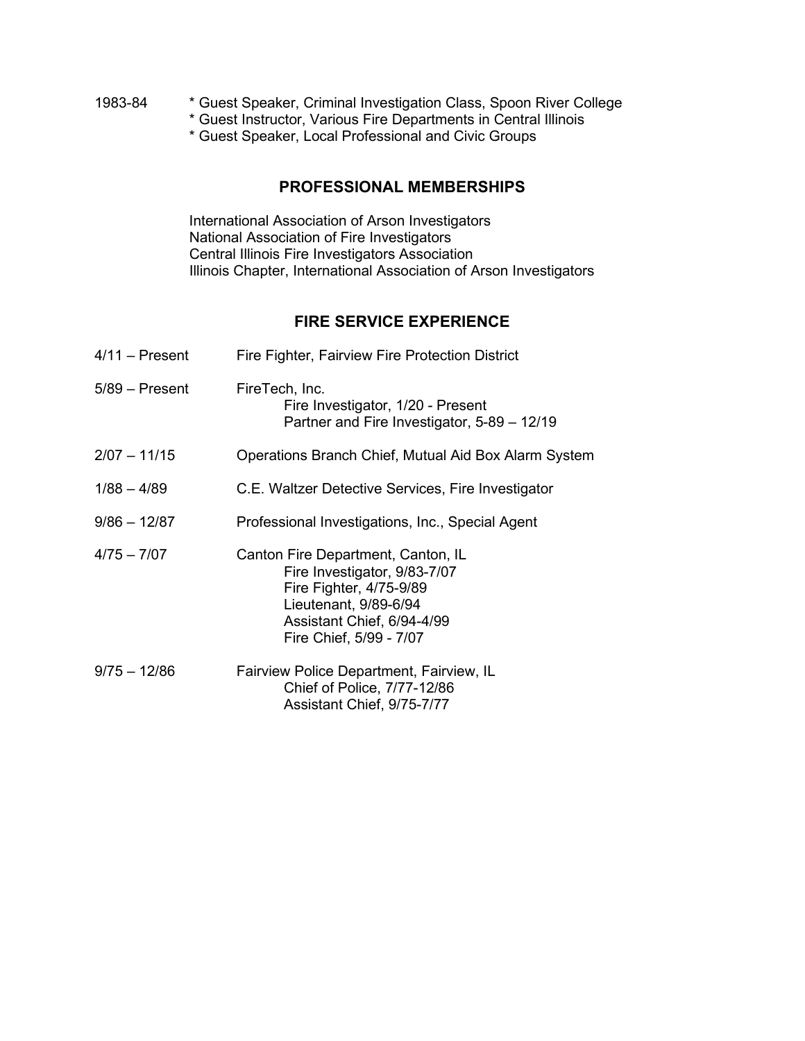1983-84 * Guest Speaker, Criminal Investigation Class, Spoon River College
* Guest Instructor, Various Fire Departments in Central Illinois
* Guest Speaker, Local Professional and Civic Groups

## PROFESSIONAL MEMBERSHIPS

International Association of Arson Investigators
National Association of Fire Investigators
Central Illinois Fire Investigators Association
Illinois Chapter, International Association of Arson Investigators

## FIRE SERVICE EXPERIENCE

4/11 – Present Fire Fighter, Fairview Fire Protection District

5/89 – Present FireTech, Inc.
Fire Investigator, 1/20 - Present
Partner and Fire Investigator, 5-89 – 12/19

2/07 – 11/15 Operations Branch Chief, Mutual Aid Box Alarm System

1/88 – 4/89 C.E. Waltzer Detective Services, Fire Investigator

9/86 – 12/87 Professional Investigations, Inc., Special Agent

4/75 – 7/07 Canton Fire Department, Canton, IL
Fire Investigator, 9/83-7/07
Fire Fighter, 4/75-9/89
Lieutenant, 9/89-6/94
Assistant Chief, 6/94-4/99
Fire Chief, 5/99 - 7/07

9/75 – 12/86 Fairview Police Department, Fairview, IL
Chief of Police, 7/77-12/86
Assistant Chief, 9/75-7/77